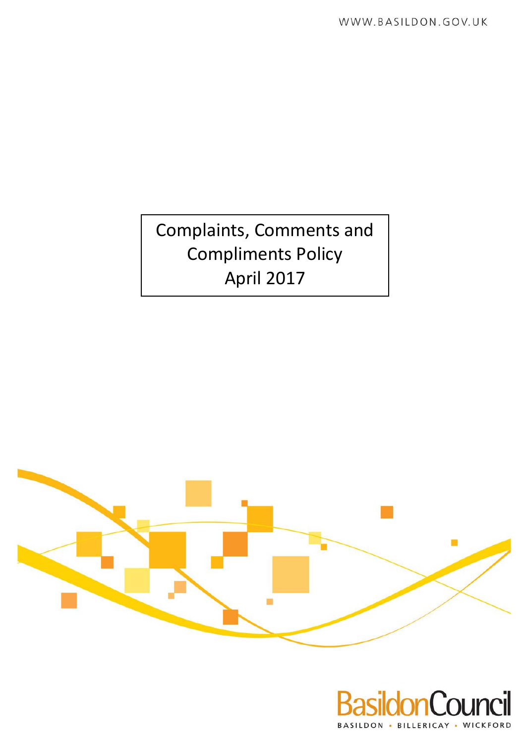WWW.BASILDON.GOV.UK

# Complaints, Comments and Compliments Policy April 2017

Basildon Council

BASILDON • BILLERICAY • WICKFORD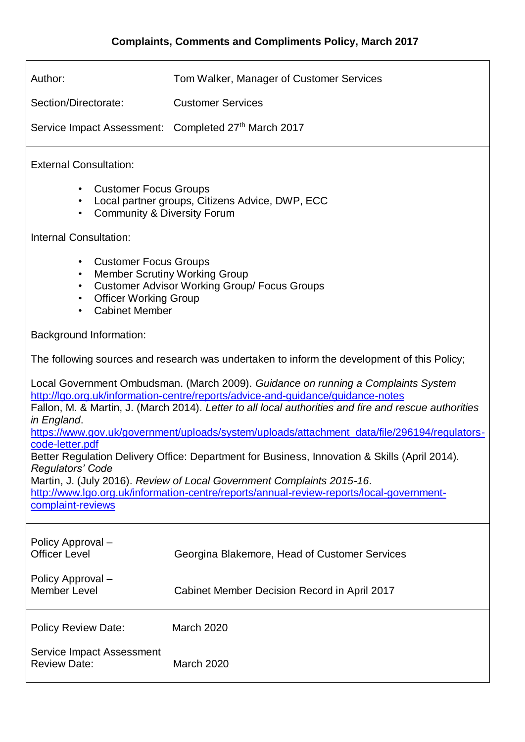# Complaints, Comments and Compliments Policy, March 2017

| | |
|---|---|
| Author: | Tom Walker, Manager of Customer Services |
| Section/Directorate: | Customer Services |
| Service Impact Assessment: | Completed 27th March 2017 |

External Consultation:

- Customer Focus Groups
- Local partner groups, Citizens Advice, DWP, ECC
- Community & Diversity Forum

Internal Consultation:

- Customer Focus Groups
- Member Scrutiny Working Group
- Customer Advisor Working Group/ Focus Groups
- Officer Working Group
- Cabinet Member

Background Information:

The following sources and research was undertaken to inform the development of this Policy;

Local Government Ombudsman. (March 2009). *Guidance on running a Complaints System* http://lgo.org.uk/information-centre/reports/advice-and-guidance/guidance-notes
Fallon, M. & Martin, J. (March 2014). *Letter to all local authorities and fire and rescue authorities in England*.
https://www.gov.uk/government/uploads/system/uploads/attachment_data/file/296194/regulators-code-letter.pdf
Better Regulation Delivery Office: Department for Business, Innovation & Skills (April 2014). *Regulators' Code*
Martin, J. (July 2016). *Review of Local Government Complaints 2015-16*.
http://www.lgo.org.uk/information-centre/reports/annual-review-reports/local-government-complaint-reviews

| | |
|---|---|
| Policy Approval – Officer Level | Georgina Blakemore, Head of Customer Services |
| Policy Approval – Member Level | Cabinet Member Decision Record in April 2017 |

| | |
|---|---|
| Policy Review Date: | March 2020 |
| Service Impact Assessment Review Date: | March 2020 |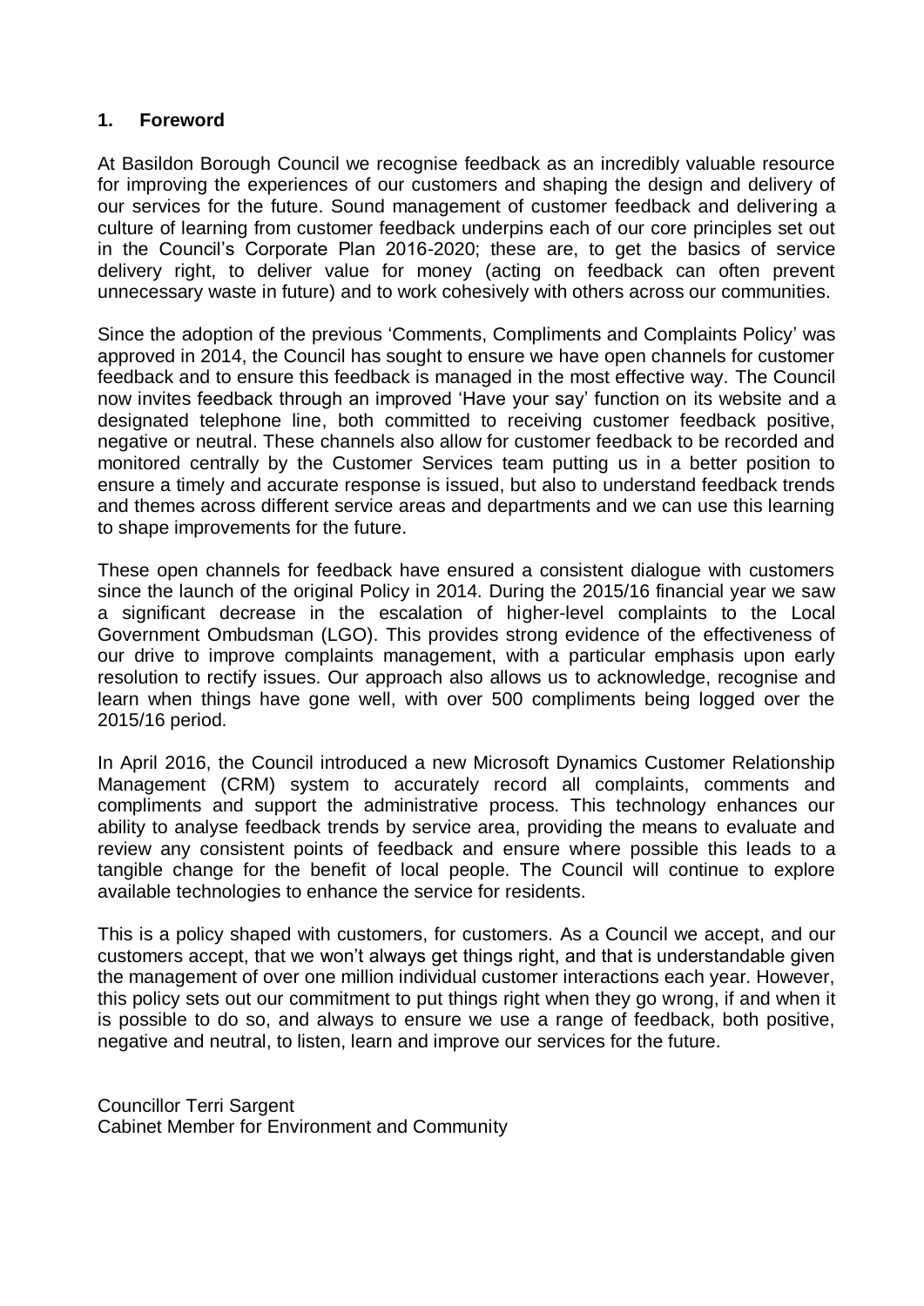## 1. Foreword

At Basildon Borough Council we recognise feedback as an incredibly valuable resource for improving the experiences of our customers and shaping the design and delivery of our services for the future. Sound management of customer feedback and delivering a culture of learning from customer feedback underpins each of our core principles set out in the Council's Corporate Plan 2016-2020; these are, to get the basics of service delivery right, to deliver value for money (acting on feedback can often prevent unnecessary waste in future) and to work cohesively with others across our communities.

Since the adoption of the previous 'Comments, Compliments and Complaints Policy' was approved in 2014, the Council has sought to ensure we have open channels for customer feedback and to ensure this feedback is managed in the most effective way. The Council now invites feedback through an improved 'Have your say' function on its website and a designated telephone line, both committed to receiving customer feedback positive, negative or neutral. These channels also allow for customer feedback to be recorded and monitored centrally by the Customer Services team putting us in a better position to ensure a timely and accurate response is issued, but also to understand feedback trends and themes across different service areas and departments and we can use this learning to shape improvements for the future.

These open channels for feedback have ensured a consistent dialogue with customers since the launch of the original Policy in 2014. During the 2015/16 financial year we saw a significant decrease in the escalation of higher-level complaints to the Local Government Ombudsman (LGO). This provides strong evidence of the effectiveness of our drive to improve complaints management, with a particular emphasis upon early resolution to rectify issues. Our approach also allows us to acknowledge, recognise and learn when things have gone well, with over 500 compliments being logged over the 2015/16 period.

In April 2016, the Council introduced a new Microsoft Dynamics Customer Relationship Management (CRM) system to accurately record all complaints, comments and compliments and support the administrative process. This technology enhances our ability to analyse feedback trends by service area, providing the means to evaluate and review any consistent points of feedback and ensure where possible this leads to a tangible change for the benefit of local people. The Council will continue to explore available technologies to enhance the service for residents.

This is a policy shaped with customers, for customers. As a Council we accept, and our customers accept, that we won't always get things right, and that is understandable given the management of over one million individual customer interactions each year. However, this policy sets out our commitment to put things right when they go wrong, if and when it is possible to do so, and always to ensure we use a range of feedback, both positive, negative and neutral, to listen, learn and improve our services for the future.

Councillor Terri Sargent
Cabinet Member for Environment and Community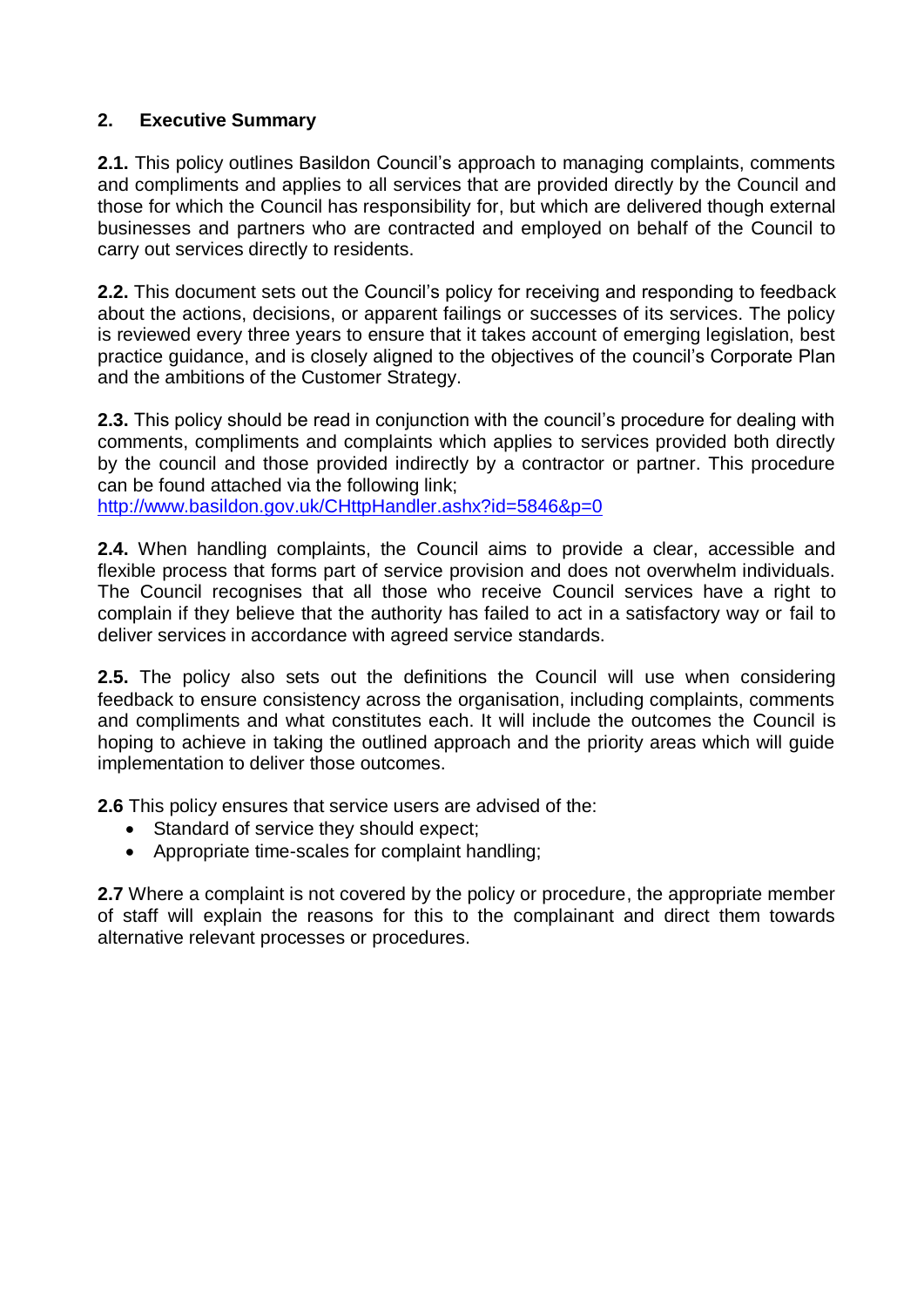## 2. Executive Summary

**2.1.** This policy outlines Basildon Council's approach to managing complaints, comments and compliments and applies to all services that are provided directly by the Council and those for which the Council has responsibility for, but which are delivered though external businesses and partners who are contracted and employed on behalf of the Council to carry out services directly to residents.

**2.2.** This document sets out the Council's policy for receiving and responding to feedback about the actions, decisions, or apparent failings or successes of its services. The policy is reviewed every three years to ensure that it takes account of emerging legislation, best practice guidance, and is closely aligned to the objectives of the council's Corporate Plan and the ambitions of the Customer Strategy.

**2.3.** This policy should be read in conjunction with the council's procedure for dealing with comments, compliments and complaints which applies to services provided both directly by the council and those provided indirectly by a contractor or partner. This procedure can be found attached via the following link;
http://www.basildon.gov.uk/CHttpHandler.ashx?id=5846&p=0

**2.4.** When handling complaints, the Council aims to provide a clear, accessible and flexible process that forms part of service provision and does not overwhelm individuals. The Council recognises that all those who receive Council services have a right to complain if they believe that the authority has failed to act in a satisfactory way or fail to deliver services in accordance with agreed service standards.

**2.5.** The policy also sets out the definitions the Council will use when considering feedback to ensure consistency across the organisation, including complaints, comments and compliments and what constitutes each. It will include the outcomes the Council is hoping to achieve in taking the outlined approach and the priority areas which will guide implementation to deliver those outcomes.

**2.6** This policy ensures that service users are advised of the:

- Standard of service they should expect;
- Appropriate time-scales for complaint handling;

**2.7** Where a complaint is not covered by the policy or procedure, the appropriate member of staff will explain the reasons for this to the complainant and direct them towards alternative relevant processes or procedures.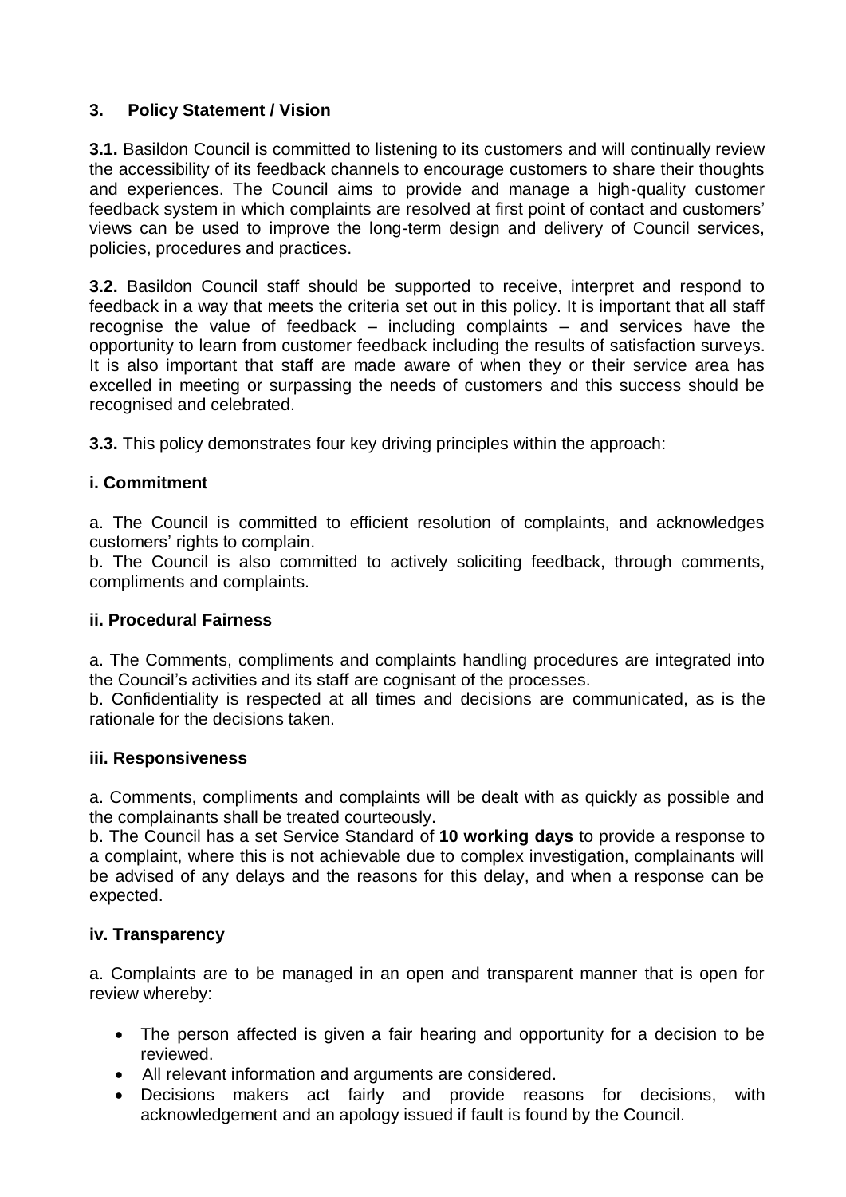## 3. Policy Statement / Vision

**3.1.** Basildon Council is committed to listening to its customers and will continually review the accessibility of its feedback channels to encourage customers to share their thoughts and experiences. The Council aims to provide and manage a high-quality customer feedback system in which complaints are resolved at first point of contact and customers' views can be used to improve the long-term design and delivery of Council services, policies, procedures and practices.

**3.2.** Basildon Council staff should be supported to receive, interpret and respond to feedback in a way that meets the criteria set out in this policy. It is important that all staff recognise the value of feedback – including complaints – and services have the opportunity to learn from customer feedback including the results of satisfaction surveys. It is also important that staff are made aware of when they or their service area has excelled in meeting or surpassing the needs of customers and this success should be recognised and celebrated.

**3.3.** This policy demonstrates four key driving principles within the approach:

### i. Commitment

a. The Council is committed to efficient resolution of complaints, and acknowledges customers' rights to complain.
b. The Council is also committed to actively soliciting feedback, through comments, compliments and complaints.

### ii. Procedural Fairness

a. The Comments, compliments and complaints handling procedures are integrated into the Council's activities and its staff are cognisant of the processes.
b. Confidentiality is respected at all times and decisions are communicated, as is the rationale for the decisions taken.

### iii. Responsiveness

a. Comments, compliments and complaints will be dealt with as quickly as possible and the complainants shall be treated courteously.
b. The Council has a set Service Standard of **10 working days** to provide a response to a complaint, where this is not achievable due to complex investigation, complainants will be advised of any delays and the reasons for this delay, and when a response can be expected.

### iv. Transparency

a. Complaints are to be managed in an open and transparent manner that is open for review whereby:

- The person affected is given a fair hearing and opportunity for a decision to be reviewed.
- All relevant information and arguments are considered.
- Decisions makers act fairly and provide reasons for decisions, with acknowledgement and an apology issued if fault is found by the Council.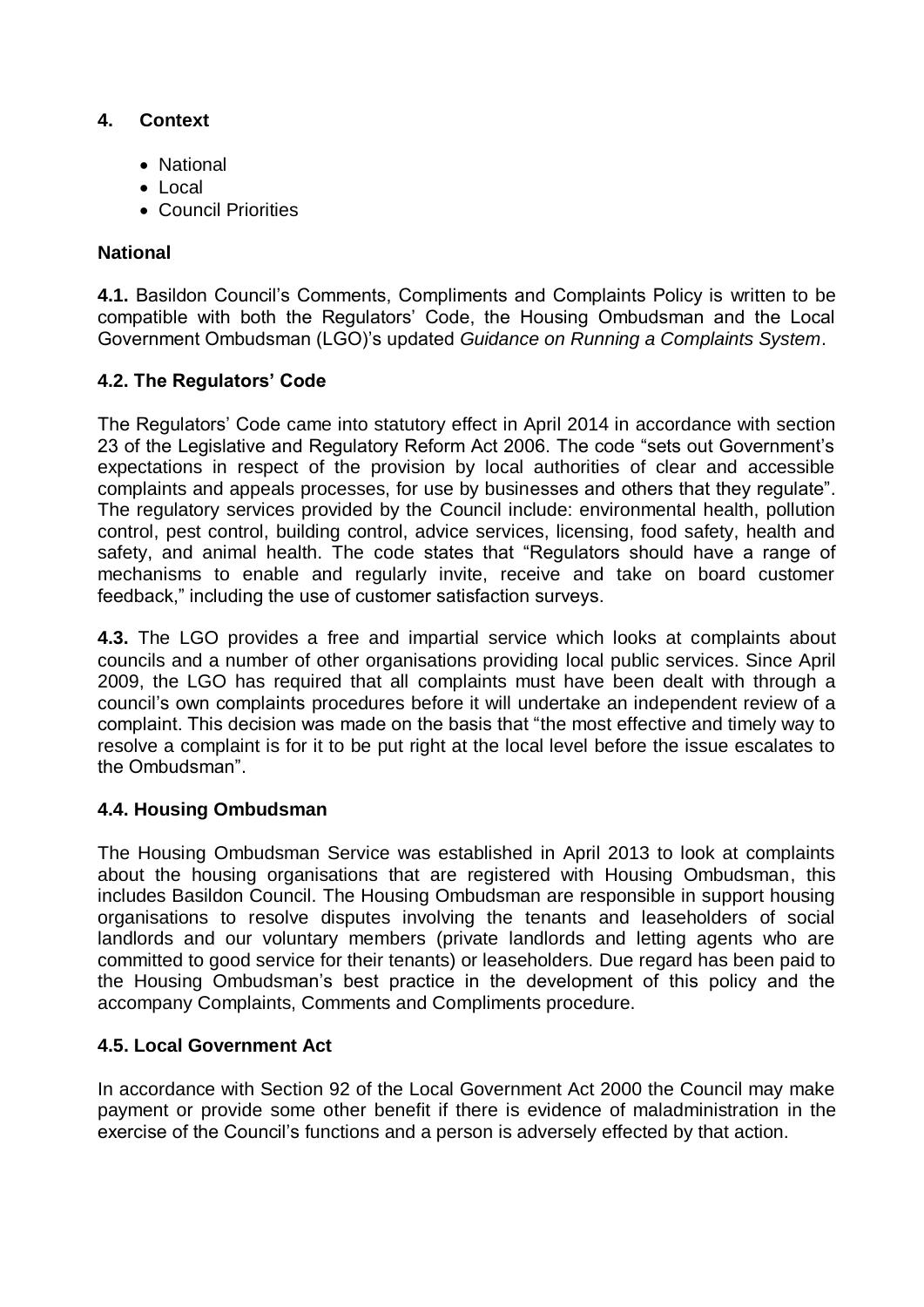## 4. Context

- National
- Local
- Council Priorities

### National

**4.1.** Basildon Council's Comments, Compliments and Complaints Policy is written to be compatible with both the Regulators' Code, the Housing Ombudsman and the Local Government Ombudsman (LGO)'s updated *Guidance on Running a Complaints System*.

### 4.2. The Regulators' Code

The Regulators' Code came into statutory effect in April 2014 in accordance with section 23 of the Legislative and Regulatory Reform Act 2006. The code "sets out Government's expectations in respect of the provision by local authorities of clear and accessible complaints and appeals processes, for use by businesses and others that they regulate". The regulatory services provided by the Council include: environmental health, pollution control, pest control, building control, advice services, licensing, food safety, health and safety, and animal health. The code states that "Regulators should have a range of mechanisms to enable and regularly invite, receive and take on board customer feedback," including the use of customer satisfaction surveys.

**4.3.** The LGO provides a free and impartial service which looks at complaints about councils and a number of other organisations providing local public services. Since April 2009, the LGO has required that all complaints must have been dealt with through a council's own complaints procedures before it will undertake an independent review of a complaint. This decision was made on the basis that "the most effective and timely way to resolve a complaint is for it to be put right at the local level before the issue escalates to the Ombudsman".

### 4.4. Housing Ombudsman

The Housing Ombudsman Service was established in April 2013 to look at complaints about the housing organisations that are registered with Housing Ombudsman, this includes Basildon Council. The Housing Ombudsman are responsible in support housing organisations to resolve disputes involving the tenants and leaseholders of social landlords and our voluntary members (private landlords and letting agents who are committed to good service for their tenants) or leaseholders. Due regard has been paid to the Housing Ombudsman's best practice in the development of this policy and the accompany Complaints, Comments and Compliments procedure.

### 4.5. Local Government Act

In accordance with Section 92 of the Local Government Act 2000 the Council may make payment or provide some other benefit if there is evidence of maladministration in the exercise of the Council's functions and a person is adversely effected by that action.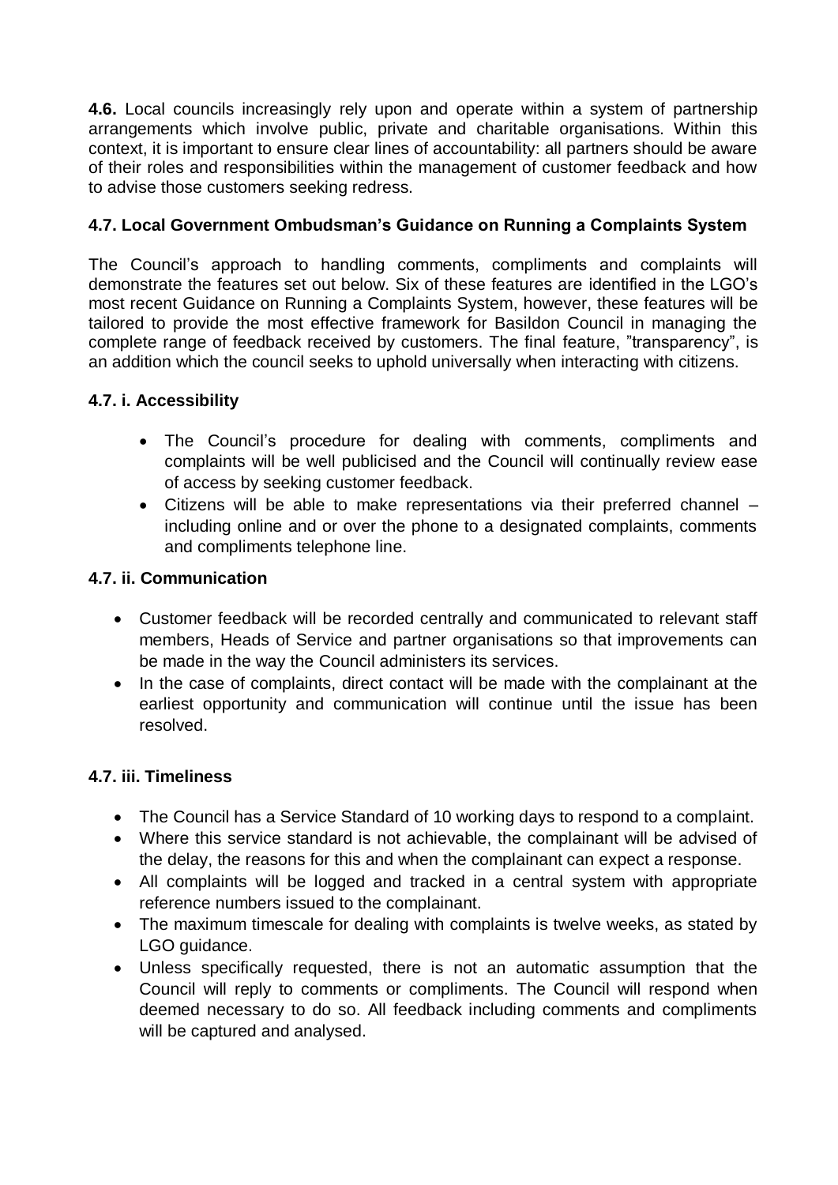**4.6.** Local councils increasingly rely upon and operate within a system of partnership arrangements which involve public, private and charitable organisations. Within this context, it is important to ensure clear lines of accountability: all partners should be aware of their roles and responsibilities within the management of customer feedback and how to advise those customers seeking redress.

### 4.7. Local Government Ombudsman's Guidance on Running a Complaints System

The Council's approach to handling comments, compliments and complaints will demonstrate the features set out below. Six of these features are identified in the LGO's most recent Guidance on Running a Complaints System, however, these features will be tailored to provide the most effective framework for Basildon Council in managing the complete range of feedback received by customers. The final feature, "transparency", is an addition which the council seeks to uphold universally when interacting with citizens.

#### 4.7. i. Accessibility

- The Council's procedure for dealing with comments, compliments and complaints will be well publicised and the Council will continually review ease of access by seeking customer feedback.
- Citizens will be able to make representations via their preferred channel – including online and or over the phone to a designated complaints, comments and compliments telephone line.

#### 4.7. ii. Communication

- Customer feedback will be recorded centrally and communicated to relevant staff members, Heads of Service and partner organisations so that improvements can be made in the way the Council administers its services.
- In the case of complaints, direct contact will be made with the complainant at the earliest opportunity and communication will continue until the issue has been resolved.

#### 4.7. iii. Timeliness

- The Council has a Service Standard of 10 working days to respond to a complaint.
- Where this service standard is not achievable, the complainant will be advised of the delay, the reasons for this and when the complainant can expect a response.
- All complaints will be logged and tracked in a central system with appropriate reference numbers issued to the complainant.
- The maximum timescale for dealing with complaints is twelve weeks, as stated by LGO guidance.
- Unless specifically requested, there is not an automatic assumption that the Council will reply to comments or compliments. The Council will respond when deemed necessary to do so. All feedback including comments and compliments will be captured and analysed.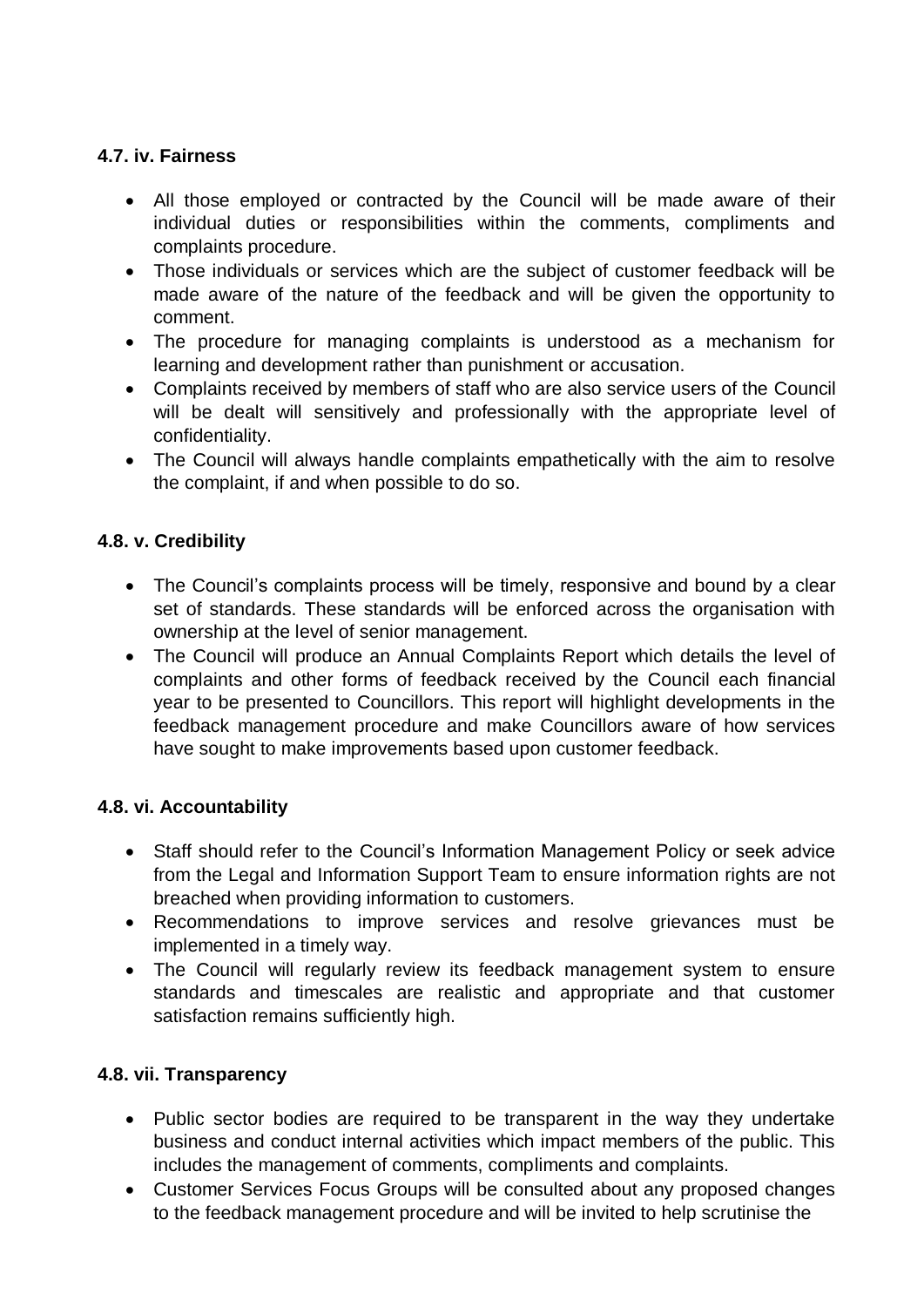### 4.7. iv. Fairness

- All those employed or contracted by the Council will be made aware of their individual duties or responsibilities within the comments, compliments and complaints procedure.
- Those individuals or services which are the subject of customer feedback will be made aware of the nature of the feedback and will be given the opportunity to comment.
- The procedure for managing complaints is understood as a mechanism for learning and development rather than punishment or accusation.
- Complaints received by members of staff who are also service users of the Council will be dealt will sensitively and professionally with the appropriate level of confidentiality.
- The Council will always handle complaints empathetically with the aim to resolve the complaint, if and when possible to do so.

### 4.8. v. Credibility

- The Council's complaints process will be timely, responsive and bound by a clear set of standards. These standards will be enforced across the organisation with ownership at the level of senior management.
- The Council will produce an Annual Complaints Report which details the level of complaints and other forms of feedback received by the Council each financial year to be presented to Councillors. This report will highlight developments in the feedback management procedure and make Councillors aware of how services have sought to make improvements based upon customer feedback.

### 4.8. vi. Accountability

- Staff should refer to the Council's Information Management Policy or seek advice from the Legal and Information Support Team to ensure information rights are not breached when providing information to customers.
- Recommendations to improve services and resolve grievances must be implemented in a timely way.
- The Council will regularly review its feedback management system to ensure standards and timescales are realistic and appropriate and that customer satisfaction remains sufficiently high.

### 4.8. vii. Transparency

- Public sector bodies are required to be transparent in the way they undertake business and conduct internal activities which impact members of the public. This includes the management of comments, compliments and complaints.
- Customer Services Focus Groups will be consulted about any proposed changes to the feedback management procedure and will be invited to help scrutinise the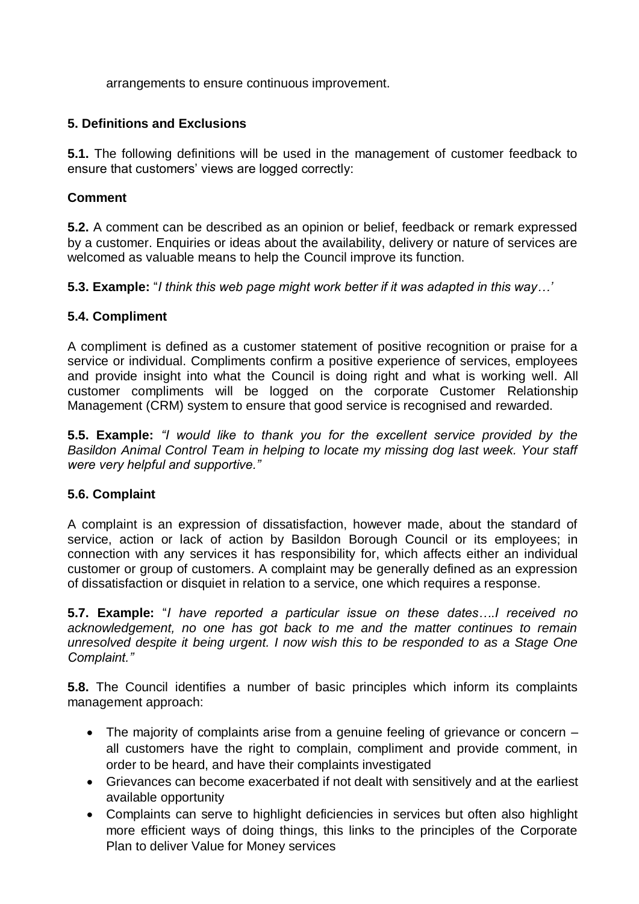arrangements to ensure continuous improvement.

## 5. Definitions and Exclusions

**5.1.** The following definitions will be used in the management of customer feedback to ensure that customers' views are logged correctly:

### Comment

**5.2.** A comment can be described as an opinion or belief, feedback or remark expressed by a customer. Enquiries or ideas about the availability, delivery or nature of services are welcomed as valuable means to help the Council improve its function.

**5.3. Example:** "*I think this web page might work better if it was adapted in this way…'*

### 5.4. Compliment

A compliment is defined as a customer statement of positive recognition or praise for a service or individual. Compliments confirm a positive experience of services, employees and provide insight into what the Council is doing right and what is working well. All customer compliments will be logged on the corporate Customer Relationship Management (CRM) system to ensure that good service is recognised and rewarded.

**5.5. Example:** *"I would like to thank you for the excellent service provided by the Basildon Animal Control Team in helping to locate my missing dog last week. Your staff were very helpful and supportive."*

### 5.6. Complaint

A complaint is an expression of dissatisfaction, however made, about the standard of service, action or lack of action by Basildon Borough Council or its employees; in connection with any services it has responsibility for, which affects either an individual customer or group of customers. A complaint may be generally defined as an expression of dissatisfaction or disquiet in relation to a service, one which requires a response.

**5.7. Example:** "*I have reported a particular issue on these dates….I received no acknowledgement, no one has got back to me and the matter continues to remain unresolved despite it being urgent. I now wish this to be responded to as a Stage One Complaint."*

**5.8.** The Council identifies a number of basic principles which inform its complaints management approach:

- The majority of complaints arise from a genuine feeling of grievance or concern – all customers have the right to complain, compliment and provide comment, in order to be heard, and have their complaints investigated
- Grievances can become exacerbated if not dealt with sensitively and at the earliest available opportunity
- Complaints can serve to highlight deficiencies in services but often also highlight more efficient ways of doing things, this links to the principles of the Corporate Plan to deliver Value for Money services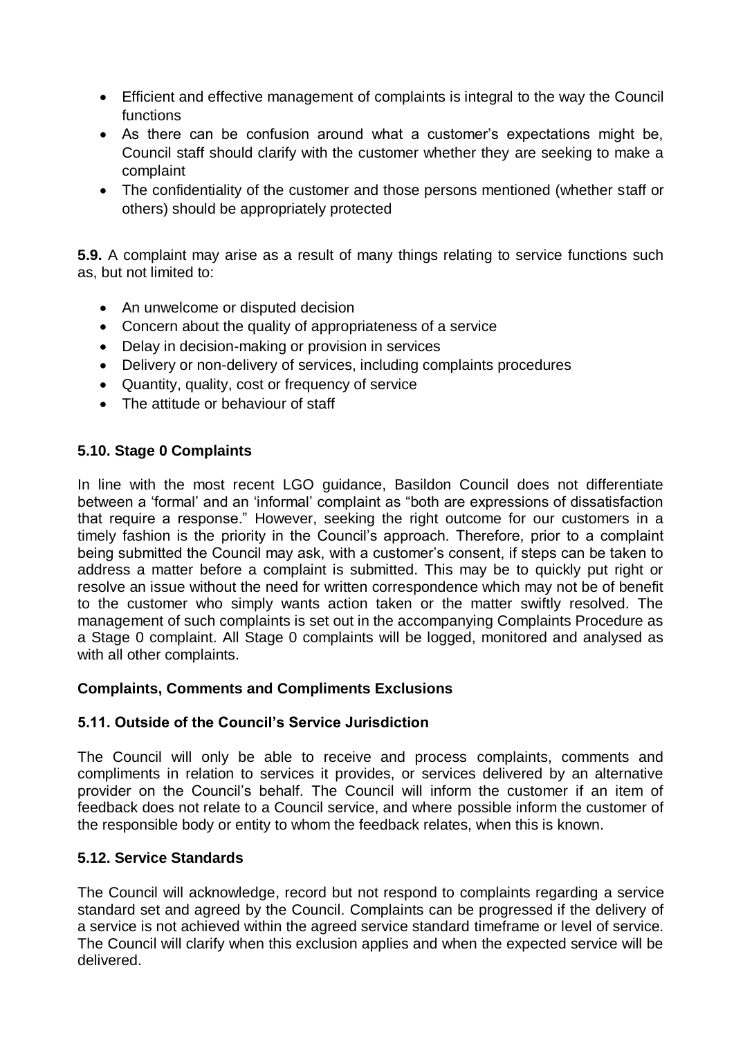- Efficient and effective management of complaints is integral to the way the Council functions
- As there can be confusion around what a customer's expectations might be, Council staff should clarify with the customer whether they are seeking to make a complaint
- The confidentiality of the customer and those persons mentioned (whether staff or others) should be appropriately protected

**5.9.** A complaint may arise as a result of many things relating to service functions such as, but not limited to:

- An unwelcome or disputed decision
- Concern about the quality of appropriateness of a service
- Delay in decision-making or provision in services
- Delivery or non-delivery of services, including complaints procedures
- Quantity, quality, cost or frequency of service
- The attitude or behaviour of staff

### 5.10. Stage 0 Complaints

In line with the most recent LGO guidance, Basildon Council does not differentiate between a 'formal' and an 'informal' complaint as "both are expressions of dissatisfaction that require a response." However, seeking the right outcome for our customers in a timely fashion is the priority in the Council's approach. Therefore, prior to a complaint being submitted the Council may ask, with a customer's consent, if steps can be taken to address a matter before a complaint is submitted. This may be to quickly put right or resolve an issue without the need for written correspondence which may not be of benefit to the customer who simply wants action taken or the matter swiftly resolved. The management of such complaints is set out in the accompanying Complaints Procedure as a Stage 0 complaint. All Stage 0 complaints will be logged, monitored and analysed as with all other complaints.

## Complaints, Comments and Compliments Exclusions

### 5.11. Outside of the Council's Service Jurisdiction

The Council will only be able to receive and process complaints, comments and compliments in relation to services it provides, or services delivered by an alternative provider on the Council's behalf. The Council will inform the customer if an item of feedback does not relate to a Council service, and where possible inform the customer of the responsible body or entity to whom the feedback relates, when this is known.

### 5.12. Service Standards

The Council will acknowledge, record but not respond to complaints regarding a service standard set and agreed by the Council. Complaints can be progressed if the delivery of a service is not achieved within the agreed service standard timeframe or level of service. The Council will clarify when this exclusion applies and when the expected service will be delivered.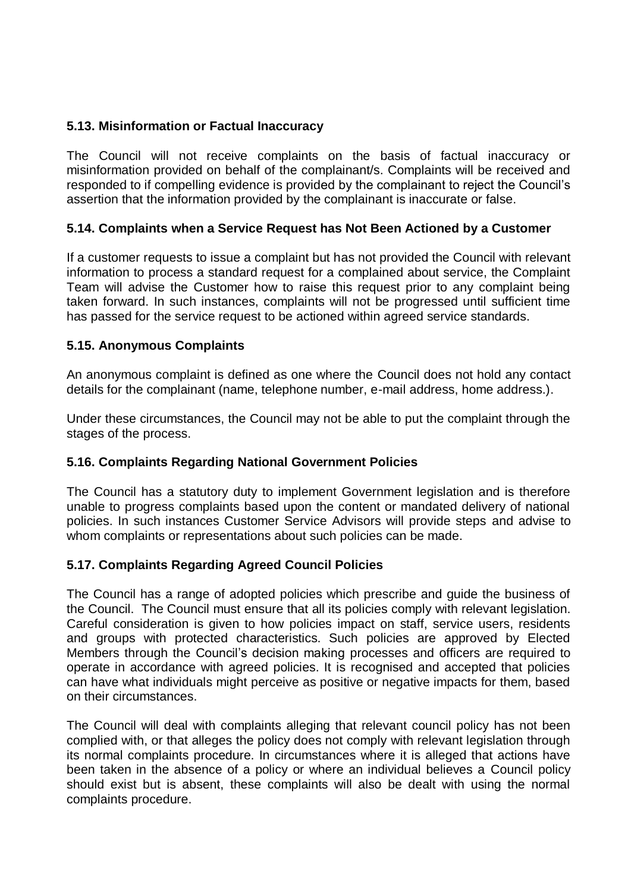### 5.13. Misinformation or Factual Inaccuracy

The Council will not receive complaints on the basis of factual inaccuracy or misinformation provided on behalf of the complainant/s. Complaints will be received and responded to if compelling evidence is provided by the complainant to reject the Council's assertion that the information provided by the complainant is inaccurate or false.

### 5.14. Complaints when a Service Request has Not Been Actioned by a Customer

If a customer requests to issue a complaint but has not provided the Council with relevant information to process a standard request for a complained about service, the Complaint Team will advise the Customer how to raise this request prior to any complaint being taken forward. In such instances, complaints will not be progressed until sufficient time has passed for the service request to be actioned within agreed service standards.

### 5.15. Anonymous Complaints

An anonymous complaint is defined as one where the Council does not hold any contact details for the complainant (name, telephone number, e-mail address, home address.).

Under these circumstances, the Council may not be able to put the complaint through the stages of the process.

### 5.16. Complaints Regarding National Government Policies

The Council has a statutory duty to implement Government legislation and is therefore unable to progress complaints based upon the content or mandated delivery of national policies. In such instances Customer Service Advisors will provide steps and advise to whom complaints or representations about such policies can be made.

### 5.17. Complaints Regarding Agreed Council Policies

The Council has a range of adopted policies which prescribe and guide the business of the Council. The Council must ensure that all its policies comply with relevant legislation. Careful consideration is given to how policies impact on staff, service users, residents and groups with protected characteristics. Such policies are approved by Elected Members through the Council's decision making processes and officers are required to operate in accordance with agreed policies. It is recognised and accepted that policies can have what individuals might perceive as positive or negative impacts for them, based on their circumstances.

The Council will deal with complaints alleging that relevant council policy has not been complied with, or that alleges the policy does not comply with relevant legislation through its normal complaints procedure. In circumstances where it is alleged that actions have been taken in the absence of a policy or where an individual believes a Council policy should exist but is absent, these complaints will also be dealt with using the normal complaints procedure.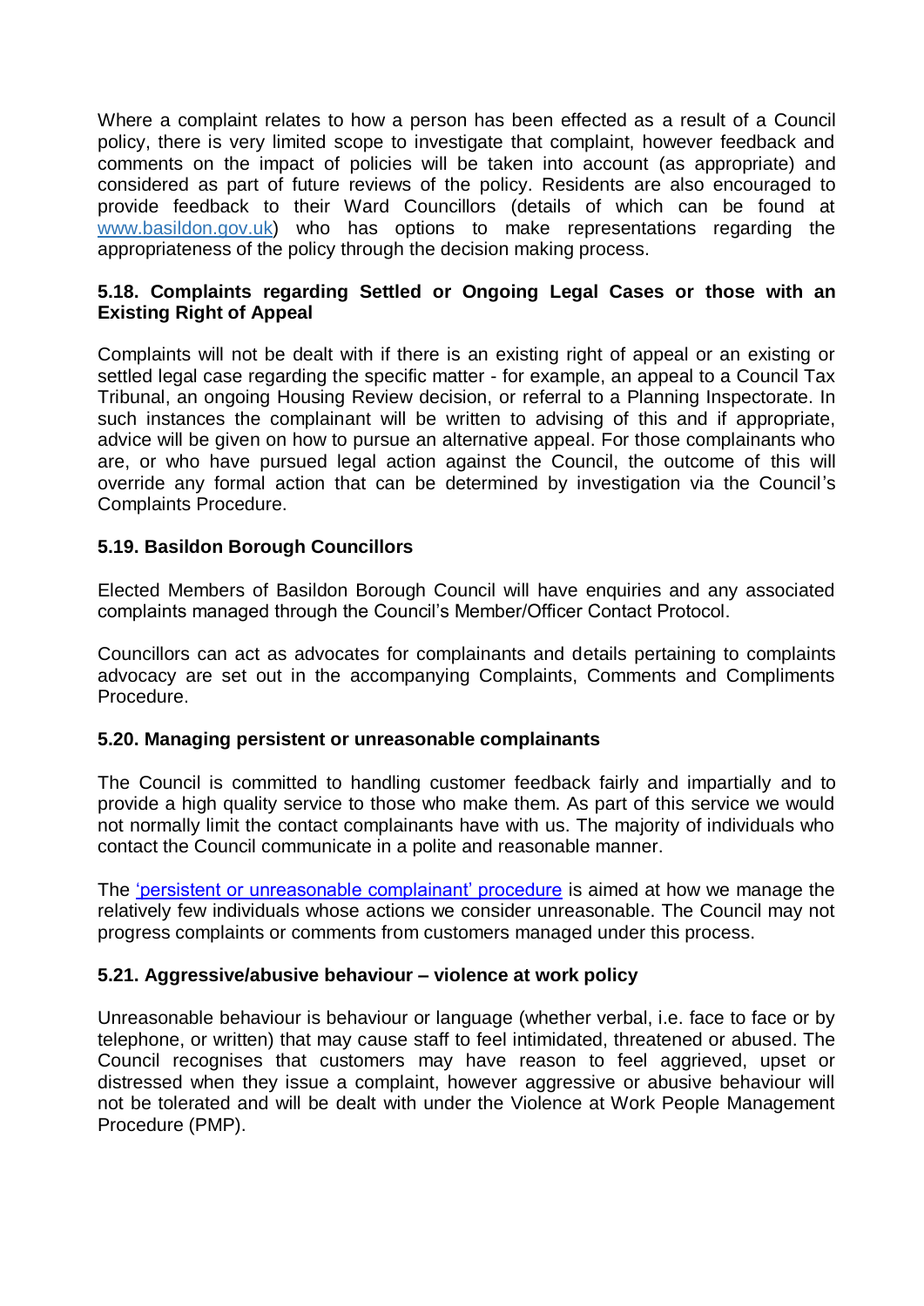Where a complaint relates to how a person has been effected as a result of a Council policy, there is very limited scope to investigate that complaint, however feedback and comments on the impact of policies will be taken into account (as appropriate) and considered as part of future reviews of the policy. Residents are also encouraged to provide feedback to their Ward Councillors (details of which can be found at www.basildon.gov.uk) who has options to make representations regarding the appropriateness of the policy through the decision making process.

### 5.18. Complaints regarding Settled or Ongoing Legal Cases or those with an Existing Right of Appeal

Complaints will not be dealt with if there is an existing right of appeal or an existing or settled legal case regarding the specific matter - for example, an appeal to a Council Tax Tribunal, an ongoing Housing Review decision, or referral to a Planning Inspectorate. In such instances the complainant will be written to advising of this and if appropriate, advice will be given on how to pursue an alternative appeal. For those complainants who are, or who have pursued legal action against the Council, the outcome of this will override any formal action that can be determined by investigation via the Council's Complaints Procedure.

### 5.19. Basildon Borough Councillors

Elected Members of Basildon Borough Council will have enquiries and any associated complaints managed through the Council's Member/Officer Contact Protocol.

Councillors can act as advocates for complainants and details pertaining to complaints advocacy are set out in the accompanying Complaints, Comments and Compliments Procedure.

### 5.20. Managing persistent or unreasonable complainants

The Council is committed to handling customer feedback fairly and impartially and to provide a high quality service to those who make them. As part of this service we would not normally limit the contact complainants have with us. The majority of individuals who contact the Council communicate in a polite and reasonable manner.

The 'persistent or unreasonable complainant' procedure is aimed at how we manage the relatively few individuals whose actions we consider unreasonable. The Council may not progress complaints or comments from customers managed under this process.

### 5.21. Aggressive/abusive behaviour – violence at work policy

Unreasonable behaviour is behaviour or language (whether verbal, i.e. face to face or by telephone, or written) that may cause staff to feel intimidated, threatened or abused. The Council recognises that customers may have reason to feel aggrieved, upset or distressed when they issue a complaint, however aggressive or abusive behaviour will not be tolerated and will be dealt with under the Violence at Work People Management Procedure (PMP).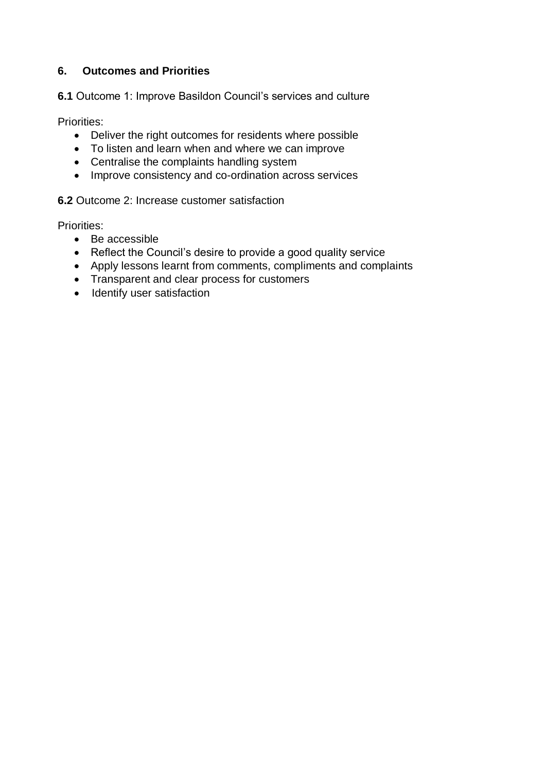## 6. Outcomes and Priorities

**6.1** Outcome 1: Improve Basildon Council's services and culture

Priorities:

- Deliver the right outcomes for residents where possible
- To listen and learn when and where we can improve
- Centralise the complaints handling system
- Improve consistency and co-ordination across services

**6.2** Outcome 2: Increase customer satisfaction

Priorities:

- Be accessible
- Reflect the Council's desire to provide a good quality service
- Apply lessons learnt from comments, compliments and complaints
- Transparent and clear process for customers
- Identify user satisfaction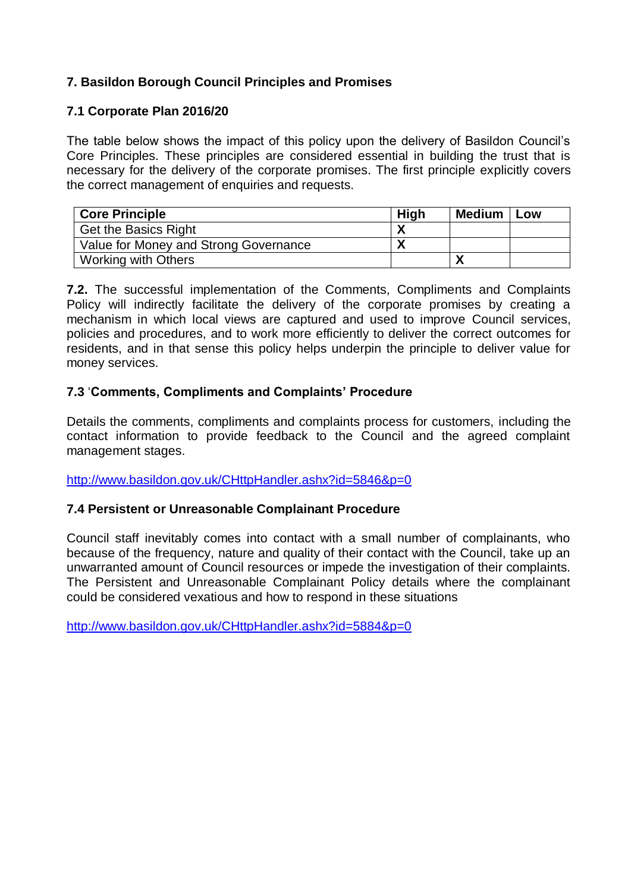## 7. Basildon Borough Council Principles and Promises

### 7.1 Corporate Plan 2016/20

The table below shows the impact of this policy upon the delivery of Basildon Council's Core Principles. These principles are considered essential in building the trust that is necessary for the delivery of the corporate promises. The first principle explicitly covers the correct management of enquiries and requests.

| Core Principle | High | Medium | Low |
|---|---|---|---|
| Get the Basics Right | X | | |
| Value for Money and Strong Governance | X | | |
| Working with Others | | X | |

**7.2.** The successful implementation of the Comments, Compliments and Complaints Policy will indirectly facilitate the delivery of the corporate promises by creating a mechanism in which local views are captured and used to improve Council services, policies and procedures, and to work more efficiently to deliver the correct outcomes for residents, and in that sense this policy helps underpin the principle to deliver value for money services.

### 7.3 'Comments, Compliments and Complaints' Procedure

Details the comments, compliments and complaints process for customers, including the contact information to provide feedback to the Council and the agreed complaint management stages.

http://www.basildon.gov.uk/CHttpHandler.ashx?id=5846&p=0

### 7.4 Persistent or Unreasonable Complainant Procedure

Council staff inevitably comes into contact with a small number of complainants, who because of the frequency, nature and quality of their contact with the Council, take up an unwarranted amount of Council resources or impede the investigation of their complaints. The Persistent and Unreasonable Complainant Policy details where the complainant could be considered vexatious and how to respond in these situations

http://www.basildon.gov.uk/CHttpHandler.ashx?id=5884&p=0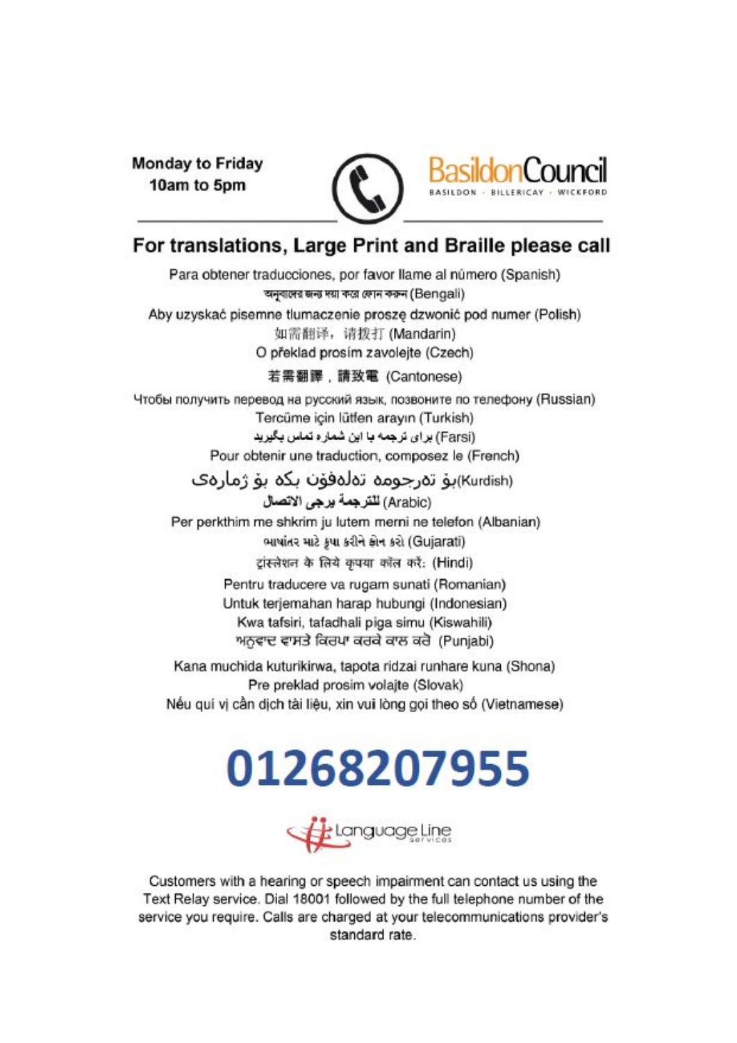**Monday to Friday**
**10am to 5pm**

BasildonCouncil
BASILDON · BILLERICAY · WICKFORD

## For translations, Large Print and Braille please call

Para obtener traducciones, por favor llame al número (Spanish)

অনুবাদের জন্য দয়া করে ফোন করুন (Bengali)

Aby uzyskać pisemne tłumaczenie proszę dzwonić pod numer (Polish)

如需翻译，请拨打 (Mandarin)

O překlad prosím zavolejte (Czech)

若需翻譯，請致電 (Cantonese)

Чтобы получить перевод на русский язык, позвоните по телефону (Russian)

Tercüme için lütfen arayın (Turkish)

(Farsi) برای ترجمه با این شماره تماس بگیرید

Pour obtenir une traduction, composez le (French)

(Kurdish)بۆ تەرجومە تەلەفۆن بکە بۆ ژمارەی

(Arabic) للترجمة يرجى الاتصال

Per perkthim me shkrim ju lutem merni ne telefon (Albanian)

ભાષાંતર માટે કૃપા કરીને ફોન કરો (Gujarati)

ट्रांस्लेशन के लिये कृपया कॉल करें: (Hindi)

Pentru traducere va rugam sunati (Romanian)

Untuk terjemahan harap hubungi (Indonesian)

Kwa tafsiri, tafadhali piga simu (Kiswahili)

ਅਨੁਵਾਦ ਵਾਸਤੇ ਕਿਰਪਾ ਕਰਕੇ ਕਾਲ ਕਰੋ (Punjabi)

Kana muchida kuturikirwa, tapota ridzai runhare kuna (Shona)

Pre preklad prosim volajte (Slovak)

Nếu quí vị cần dịch tài liệu, xin vui lòng gọi theo số (Vietnamese)

# 01268207955

Language Line services

Customers with a hearing or speech impairment can contact us using the Text Relay service. Dial 18001 followed by the full telephone number of the service you require. Calls are charged at your telecommunications provider's standard rate.